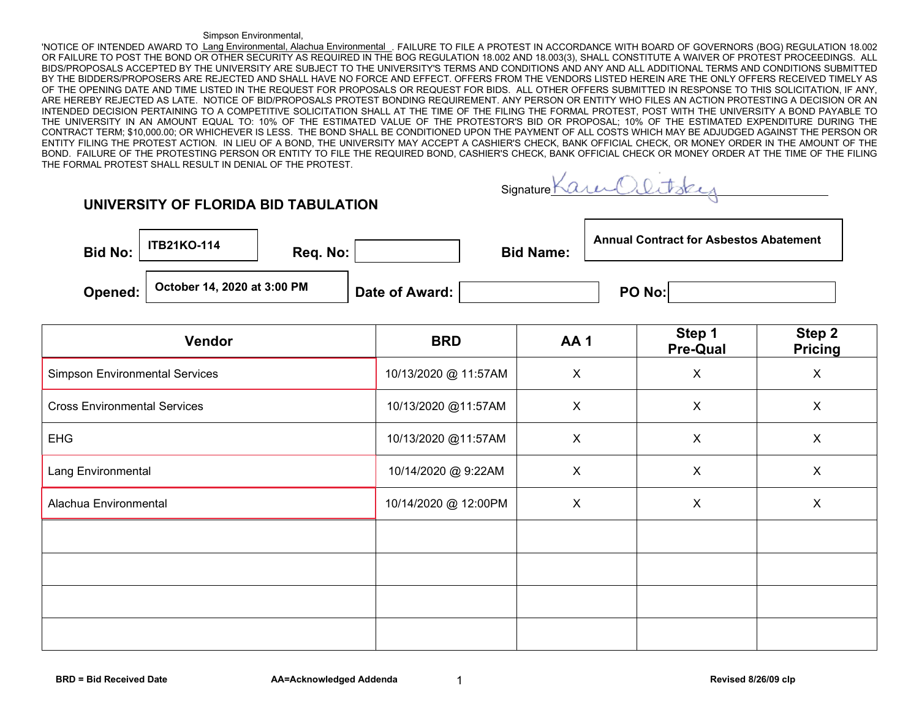'NOTICE OF INTENDED AWARD TO Simpson Environmental, Lang Environmental, Alachua Environmental. FAILURE TO FILE A PROTEST IN ACCORDANCE WITH BOARD OF GOVERNORS (BOG) REGULATION 18.002 OR FAILURE TO POST THE BOND OR OTHER SECURITY AS REQUIRED IN THE BOG REGULATION 18.002 AND 18.003(3), SHALL CONSTITUTE A WAIVER OF PROTEST PROCEEDINGS. ALL BIDS/PROPOSALS ACCEPTED BY THE UNIVERSITY ARE SUBJECT TO THE UNIVERSITY'S TERMS AND CONDITIONS AND ANY AND ALL ADDITIONAL TERMS AND CONDITIONS SUBMITTED BY THE BIDDERS/PROPOSERS ARE REJECTED AND SHALL HAVE NO FORCE AND EFFECT. OFFERS FROM THE VENDORS LISTED HEREIN ARE THE ONLY OFFERS RECEIVED TIMELY AS OF THE OPENING DATE AND TIME LISTED IN THE REQUEST FOR PROPOSALS OR REQUEST FOR BIDS. ALL OTHER OFFERS SUBMITTED IN RESPONSE TO THIS SOLICITATION, IF ANY, ARE HEREBY REJECTED AS LATE. NOTICE OF BID/PROPOSALS PROTEST BONDING REQUIREMENT. ANY PERSON OR ENTITY WHO FILES AN ACTION PROTESTING A DECISION OR AN INTENDED DECISION PERTAINING TO A COMPETITIVE SOLICITATION SHALL AT THE TIME OF THE FILING THE FORMAL PROTEST, POST WITH THE UNIVERSITY A BOND PAYABLE TO THE UNIVERSITY IN AN AMOUNT EQUAL TO: 10% OF THE ESTIMATED VALUE OF THE PROTESTOR'S BID OR PROPOSAL; 10% OF THE ESTIMATED EXPENDITURE DURING THE CONTRACT TERM; $10,000.00; OR WHICHEVER IS LESS. THE BOND SHALL BE CONDITIONED UPON THE PAYMENT OF ALL COSTS WHICH MAY BE ADJUDGED AGAINST THE PERSON OR ENTITY FILING THE PROTEST ACTION. IN LIEU OF A BOND, THE UNIVERSITY MAY ACCEPT A CASHIER'S CHECK, BANK OFFICIAL CHECK, OR MONEY ORDER IN THE AMOUNT OF THE BOND. FAILURE OF THE PROTESTING PERSON OR ENTITY TO FILE THE REQUIRED BOND, CASHIER'S CHECK, BANK OFFICIAL CHECK OR MONEY ORDER AT THE TIME OF THE FILING THE FORMAL PROTEST SHALL RESULT IN DENIAL OF THE PROTEST.

Signature: Karen Olitsky

## UNIVERSITY OF FLORIDA BID TABULATION

**Bid No:** ITB21KO-114 **Req. No:** **Bid Name:** Annual Contract for Asbestos Abatement

**Opened:** October 14, 2020 at 3:00 PM **Date of Award:** **PO No:**

| Vendor | BRD | AA 1 | Step 1 Pre-Qual | Step 2 Pricing |
|---|---|---|---|---|
| Simpson Environmental Services | 10/13/2020 @ 11:57AM | X | X | X |
| Cross Environmental Services | 10/13/2020 @11:57AM | X | X | X |
| EHG | 10/13/2020 @11:57AM | X | X | X |
| Lang Environmental | 10/14/2020 @ 9:22AM | X | X | X |
| Alachua Environmental | 10/14/2020 @ 12:00PM | X | X | X |
| | | | | |
| | | | | |
| | | | | |
| | | | | |

**BRD = Bid Received Date** **AA=Acknowledged Addenda** **Revised 8/26/09 clp**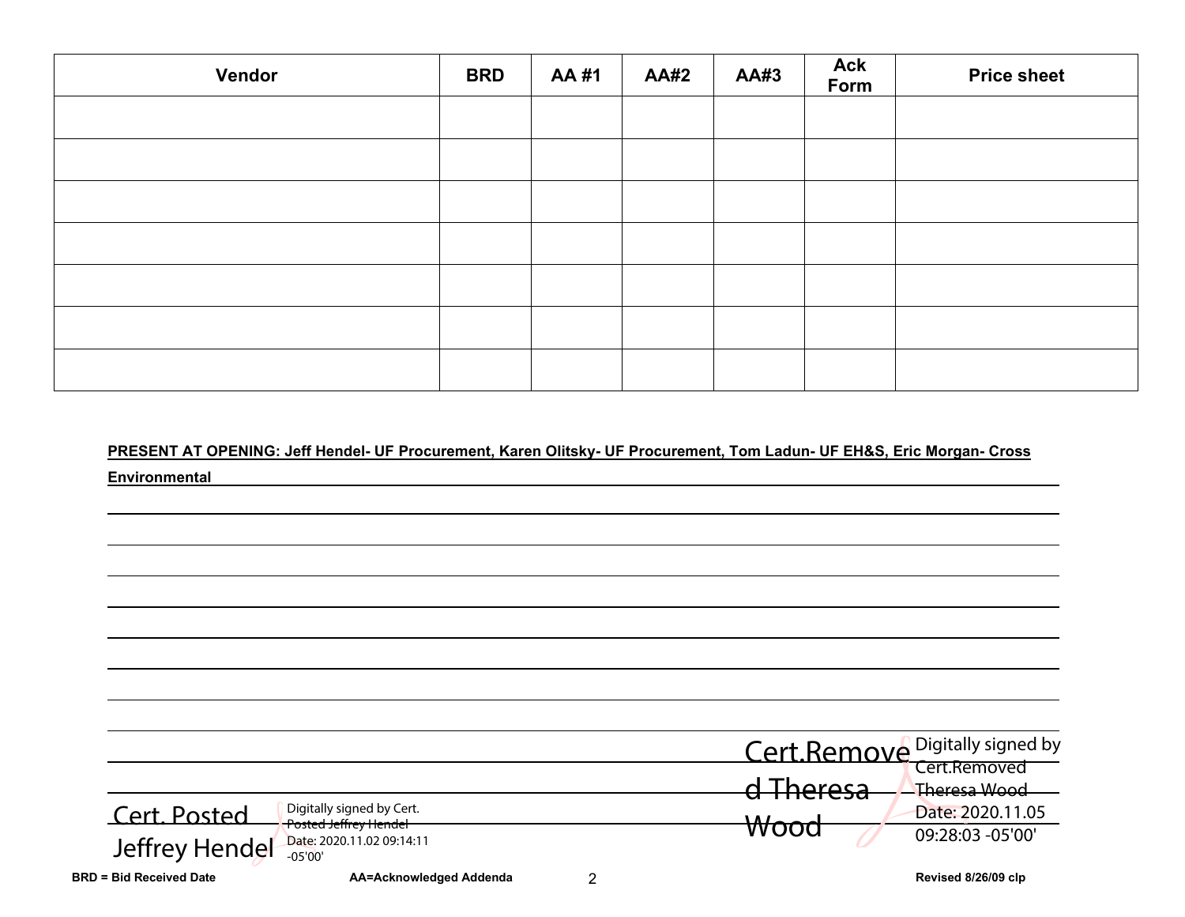| Vendor | BRD | AA #1 | AA#2 | AA#3 | Ack Form | Price sheet |
|---|---|---|---|---|---|---|
| | | | | | | |
| | | | | | | |
| | | | | | | |
| | | | | | | |
| | | | | | | |
| | | | | | | |
| | | | | | | |

**PRESENT AT OPENING: Jeff Hendel- UF Procurement, Karen Olitsky- UF Procurement, Tom Ladun- UF EH&S, Eric Morgan- Cross Environmental**

Cert. Posted Jeffrey Hendel — Digitally signed by Cert. Posted Jeffrey Hendel Date: 2020.11.02 09:14:11 -05'00'

Cert.Removed Theresa Wood — Digitally signed by Cert.Removed Theresa Wood Date: 2020.11.05 09:28:03 -05'00'

BRD = Bid Received Date    AA=Acknowledged Addenda    Revised 8/26/09 clp